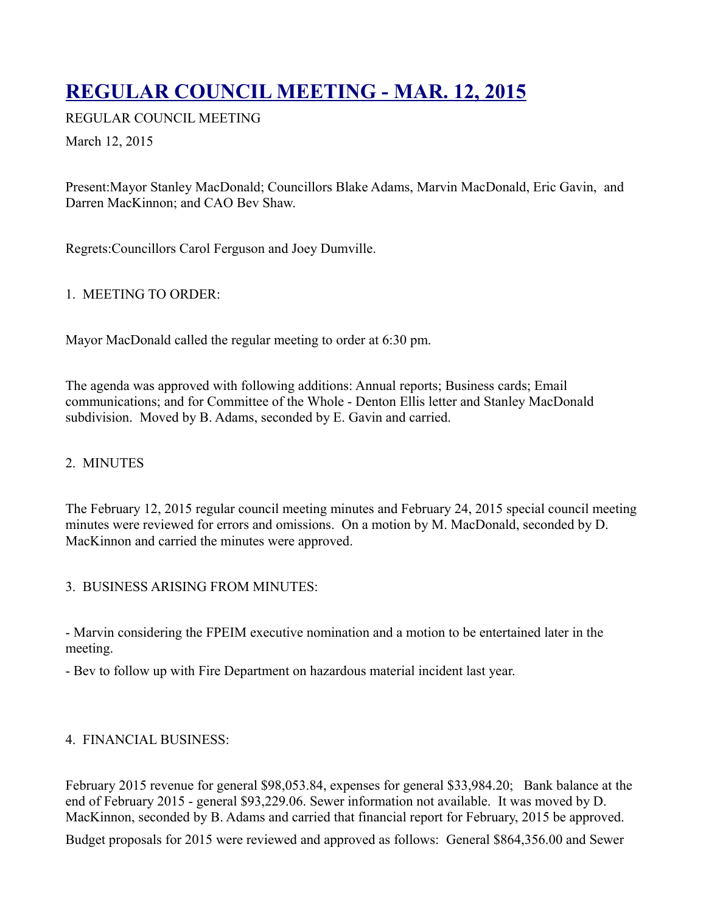# REGULAR COUNCIL MEETING - MAR. 12, 2015

REGULAR COUNCIL MEETING

March 12, 2015

Present:Mayor Stanley MacDonald; Councillors Blake Adams, Marvin MacDonald, Eric Gavin, and Darren MacKinnon; and CAO Bev Shaw.

Regrets:Councillors Carol Ferguson and Joey Dumville.

1. MEETING TO ORDER:

Mayor MacDonald called the regular meeting to order at 6:30 pm.

The agenda was approved with following additions: Annual reports; Business cards; Email communications; and for Committee of the Whole - Denton Ellis letter and Stanley MacDonald subdivision. Moved by B. Adams, seconded by E. Gavin and carried.

2. MINUTES

The February 12, 2015 regular council meeting minutes and February 24, 2015 special council meeting minutes were reviewed for errors and omissions. On a motion by M. MacDonald, seconded by D. MacKinnon and carried the minutes were approved.

3. BUSINESS ARISING FROM MINUTES:

- Marvin considering the FPEIM executive nomination and a motion to be entertained later in the meeting.
- Bev to follow up with Fire Department on hazardous material incident last year.

4. FINANCIAL BUSINESS:

February 2015 revenue for general $98,053.84, expenses for general $33,984.20; Bank balance at the end of February 2015 - general $93,229.06. Sewer information not available. It was moved by D. MacKinnon, seconded by B. Adams and carried that financial report for February, 2015 be approved.

Budget proposals for 2015 were reviewed and approved as follows: General $864,356.00 and Sewer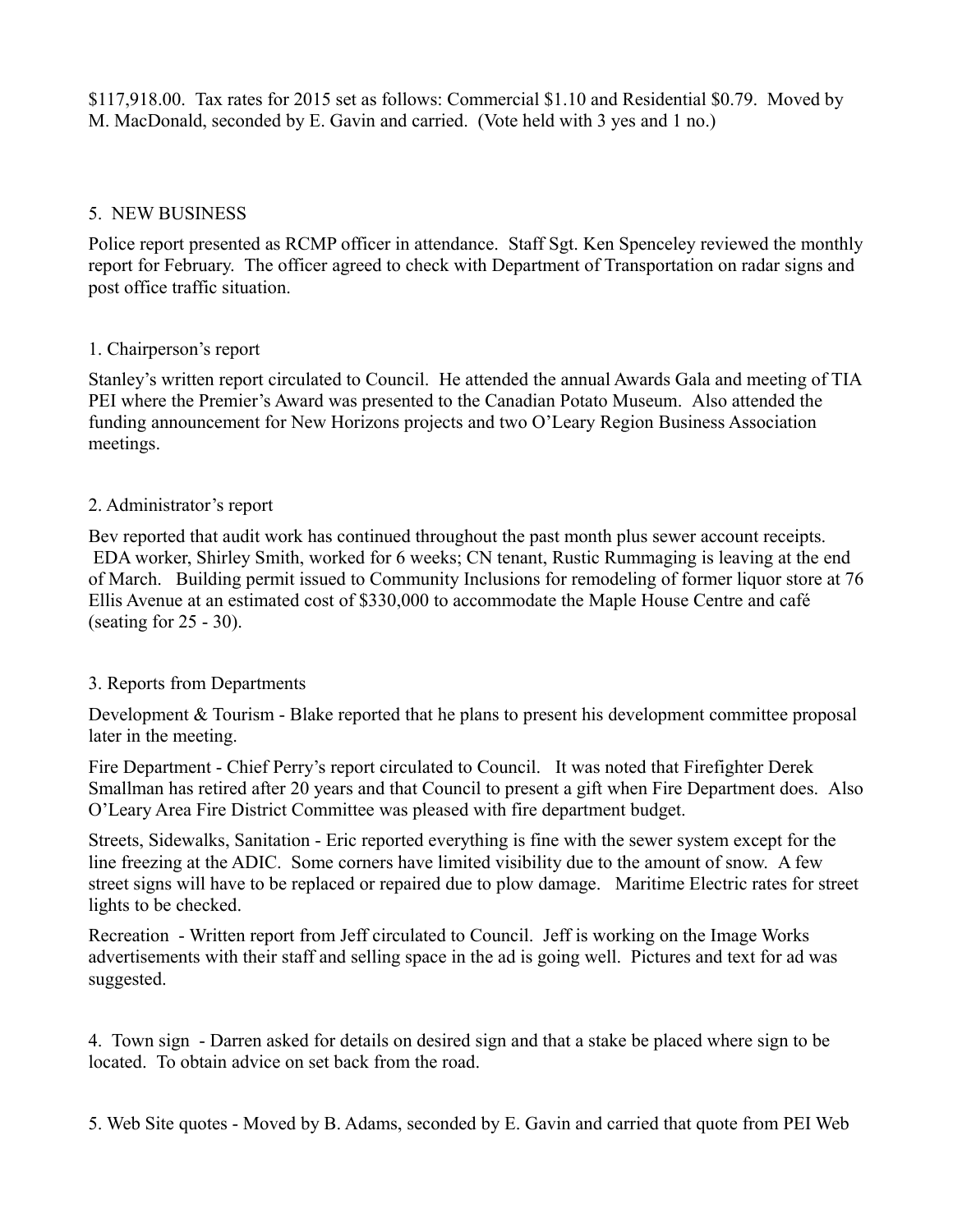$117,918.00. Tax rates for 2015 set as follows: Commercial $1.10 and Residential $0.79. Moved by M. MacDonald, seconded by E. Gavin and carried. (Vote held with 3 yes and 1 no.)

5. NEW BUSINESS

Police report presented as RCMP officer in attendance. Staff Sgt. Ken Spenceley reviewed the monthly report for February. The officer agreed to check with Department of Transportation on radar signs and post office traffic situation.

1. Chairperson's report

Stanley's written report circulated to Council. He attended the annual Awards Gala and meeting of TIA PEI where the Premier's Award was presented to the Canadian Potato Museum. Also attended the funding announcement for New Horizons projects and two O'Leary Region Business Association meetings.

2. Administrator's report

Bev reported that audit work has continued throughout the past month plus sewer account receipts. EDA worker, Shirley Smith, worked for 6 weeks; CN tenant, Rustic Rummaging is leaving at the end of March. Building permit issued to Community Inclusions for remodeling of former liquor store at 76 Ellis Avenue at an estimated cost of $330,000 to accommodate the Maple House Centre and café (seating for 25 - 30).

3. Reports from Departments

Development & Tourism - Blake reported that he plans to present his development committee proposal later in the meeting.

Fire Department - Chief Perry's report circulated to Council. It was noted that Firefighter Derek Smallman has retired after 20 years and that Council to present a gift when Fire Department does. Also O'Leary Area Fire District Committee was pleased with fire department budget.

Streets, Sidewalks, Sanitation - Eric reported everything is fine with the sewer system except for the line freezing at the ADIC. Some corners have limited visibility due to the amount of snow. A few street signs will have to be replaced or repaired due to plow damage. Maritime Electric rates for street lights to be checked.

Recreation - Written report from Jeff circulated to Council. Jeff is working on the Image Works advertisements with their staff and selling space in the ad is going well. Pictures and text for ad was suggested.

4. Town sign - Darren asked for details on desired sign and that a stake be placed where sign to be located. To obtain advice on set back from the road.

5. Web Site quotes - Moved by B. Adams, seconded by E. Gavin and carried that quote from PEI Web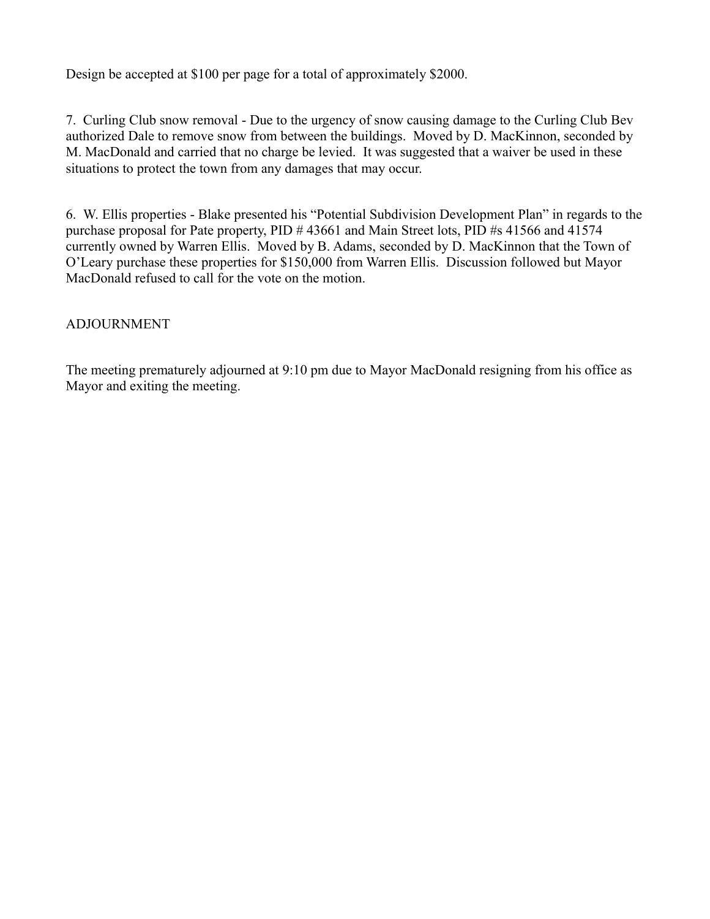Design be accepted at $100 per page for a total of approximately $2000.

7. Curling Club snow removal - Due to the urgency of snow causing damage to the Curling Club Bev authorized Dale to remove snow from between the buildings. Moved by D. MacKinnon, seconded by M. MacDonald and carried that no charge be levied. It was suggested that a waiver be used in these situations to protect the town from any damages that may occur.

6. W. Ellis properties - Blake presented his “Potential Subdivision Development Plan” in regards to the purchase proposal for Pate property, PID # 43661 and Main Street lots, PID #s 41566 and 41574 currently owned by Warren Ellis. Moved by B. Adams, seconded by D. MacKinnon that the Town of O’Leary purchase these properties for $150,000 from Warren Ellis. Discussion followed but Mayor MacDonald refused to call for the vote on the motion.

ADJOURNMENT

The meeting prematurely adjourned at 9:10 pm due to Mayor MacDonald resigning from his office as Mayor and exiting the meeting.